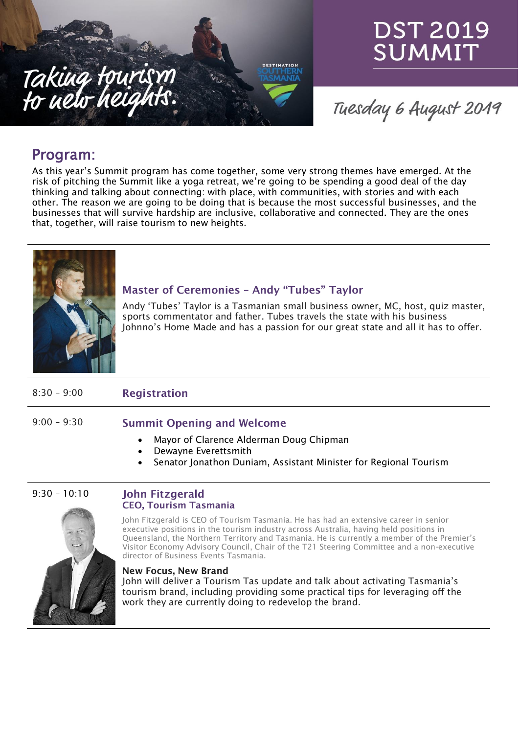# DST 2019 SUMMIT

*Taking tourism to new heights.*

Destination Southern Tasmania

*Tuesday 6 August 2019*

## Program:

As this year's Summit program has come together, some very strong themes have emerged. At the risk of pitching the Summit like a yoga retreat, we're going to be spending a good deal of the day thinking and talking about connecting: with place, with communities, with stories and with each other. The reason we are going to be doing that is because the most successful businesses, and the businesses that will survive hardship are inclusive, collaborative and connected. They are the ones that, together, will raise tourism to new heights.

---

### Master of Ceremonies – Andy "Tubes" Taylor

Andy 'Tubes' Taylor is a Tasmanian small business owner, MC, host, quiz master, sports commentator and father. Tubes travels the state with his business Johnno's Home Made and has a passion for our great state and all it has to offer.

---

**8:30 – 9:00**

### Registration

---

**9:00 – 9:30**

### Summit Opening and Welcome

- Mayor of Clarence Alderman Doug Chipman
- Dewayne Everettsmith
- Senator Jonathon Duniam, Assistant Minister for Regional Tourism

---

**9:30 – 10:10**

### John Fitzgerald
**CEO, Tourism Tasmania**

John Fitzgerald is CEO of Tourism Tasmania. He has had an extensive career in senior executive positions in the tourism industry across Australia, having held positions in Queensland, the Northern Territory and Tasmania. He is currently a member of the Premier's Visitor Economy Advisory Council, Chair of the T21 Steering Committee and a non-executive director of Business Events Tasmania.

**New Focus, New Brand**

John will deliver a Tourism Tas update and talk about activating Tasmania's tourism brand, including providing some practical tips for leveraging off the work they are currently doing to redevelop the brand.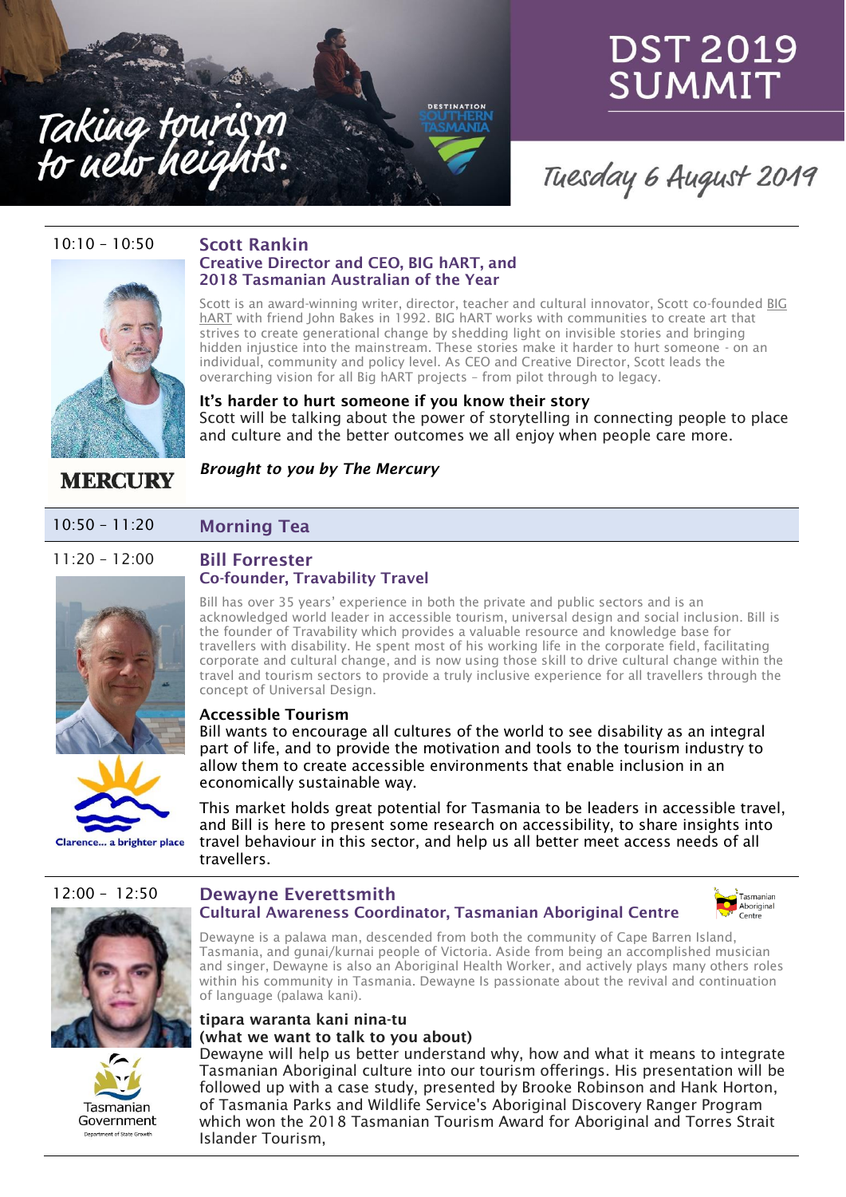# DST 2019 SUMMIT

Taking tourism to new heights.

Tuesday 6 August 2019

---

10:10 – 10:50

## Scott Rankin

### Creative Director and CEO, BIG hART, and 2018 Tasmanian Australian of the Year

Scott is an award-winning writer, director, teacher and cultural innovator, Scott co-founded BIG hART with friend John Bakes in 1992. BIG hART works with communities to create art that strives to create generational change by shedding light on invisible stories and bringing hidden injustice into the mainstream. These stories make it harder to hurt someone - on an individual, community and policy level. As CEO and Creative Director, Scott leads the overarching vision for all Big hART projects – from pilot through to legacy.

**It's harder to hurt someone if you know their story**

Scott will be talking about the power of storytelling in connecting people to place and culture and the better outcomes we all enjoy when people care more.

***Brought to you by The Mercury***

---

10:50 – 11:20 **Morning Tea**

---

11:20 – 12:00

## Bill Forrester

### Co-founder, Travability Travel

Bill has over 35 years' experience in both the private and public sectors and is an acknowledged world leader in accessible tourism, universal design and social inclusion. Bill is the founder of Travability which provides a valuable resource and knowledge base for travellers with disability. He spent most of his working life in the corporate field, facilitating corporate and cultural change, and is now using those skill to drive cultural change within the travel and tourism sectors to provide a truly inclusive experience for all travellers through the concept of Universal Design.

**Accessible Tourism**

Bill wants to encourage all cultures of the world to see disability as an integral part of life, and to provide the motivation and tools to the tourism industry to allow them to create accessible environments that enable inclusion in an economically sustainable way.

This market holds great potential for Tasmania to be leaders in accessible travel, and Bill is here to present some research on accessibility, to share insights into travel behaviour in this sector, and help us all better meet access needs of all travellers.

Clarence... a brighter place

---

12:00 – 12:50

## Dewayne Everettsmith

### Cultural Awareness Coordinator, Tasmanian Aboriginal Centre

Dewayne is a palawa man, descended from both the community of Cape Barren Island, Tasmania, and gunai/kurnai people of Victoria. Aside from being an accomplished musician and singer, Dewayne is also an Aboriginal Health Worker, and actively plays many others roles within his community in Tasmania. Dewayne Is passionate about the revival and continuation of language (palawa kani).

**tipara waranta kani nina-tu**
**(what we want to talk to you about)**

Dewayne will help us better understand why, how and what it means to integrate Tasmanian Aboriginal culture into our tourism offerings. His presentation will be followed up with a case study, presented by Brooke Robinson and Hank Horton, of Tasmania Parks and Wildlife Service's Aboriginal Discovery Ranger Program which won the 2018 Tasmanian Tourism Award for Aboriginal and Torres Strait Islander Tourism,

Tasmanian Government — Department of State Growth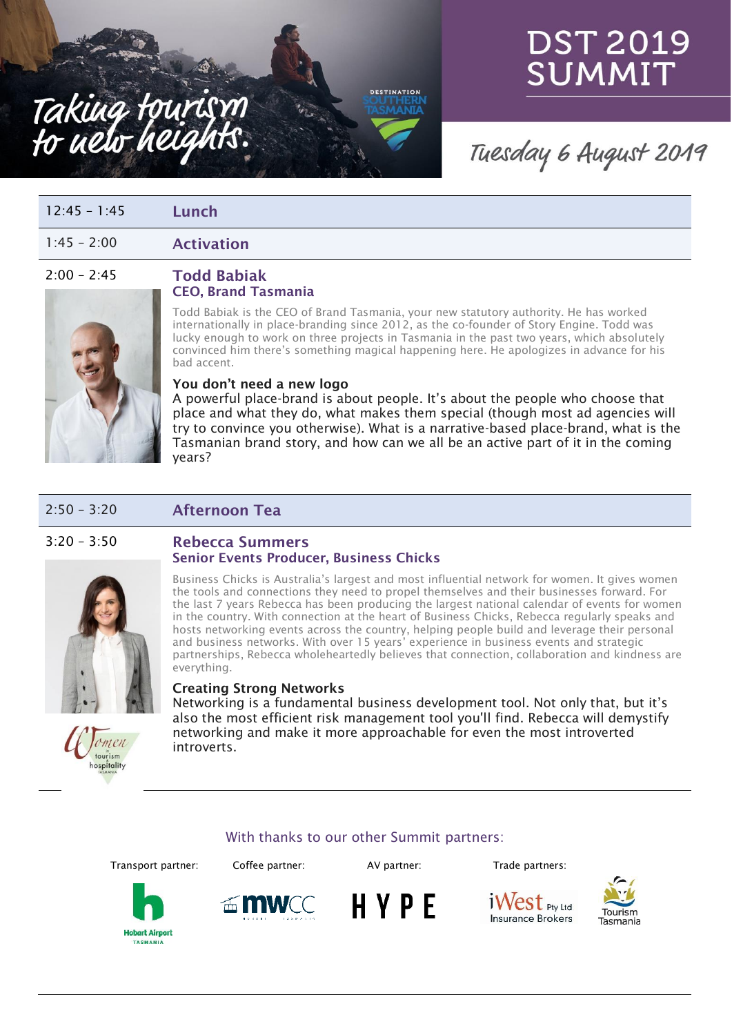# DST 2019 SUMMIT

Taking tourism to new heights.

DESTINATION SOUTHERN TASMANIA

Tuesday 6 August 2019

| | |
|---|---|
| 12:45 – 1:45 | **Lunch** |
| 1:45 – 2:00 | **Activation** |

**2:00 – 2:45**

## Todd Babiak
### CEO, Brand Tasmania

Todd Babiak is the CEO of Brand Tasmania, your new statutory authority. He has worked internationally in place-branding since 2012, as the co-founder of Story Engine. Todd was lucky enough to work on three projects in Tasmania in the past two years, which absolutely convinced him there's something magical happening here. He apologizes in advance for his bad accent.

**You don't need a new logo**

A powerful place-brand is about people. It's about the people who choose that place and what they do, what makes them special (though most ad agencies will try to convince you otherwise). What is a narrative-based place-brand, what is the Tasmanian brand story, and how can we all be an active part of it in the coming years?

| | |
|---|---|
| 2:50 – 3:20 | **Afternoon Tea** |

**3:20 – 3:50**

## Rebecca Summers
### Senior Events Producer, Business Chicks

Business Chicks is Australia's largest and most influential network for women. It gives women the tools and connections they need to propel themselves and their businesses forward. For the last 7 years Rebecca has been producing the largest national calendar of events for women in the country. With connection at the heart of Business Chicks, Rebecca regularly speaks and hosts networking events across the country, helping people build and leverage their personal and business networks. With over 15 years' experience in business events and strategic partnerships, Rebecca wholeheartedly believes that connection, collaboration and kindness are everything.

**Creating Strong Networks**

Networking is a fundamental business development tool. Not only that, but it's also the most efficient risk management tool you'll find. Rebecca will demystify networking and make it more approachable for even the most introverted introverts.

Women in tourism & hospitality Tasmania

With thanks to our other Summit partners:

Transport partner: Hobart Airport Tasmania

Coffee partner: mwcc

AV partner: HYPE

Trade partners: iWest Pty Ltd Insurance Brokers; Tourism Tasmania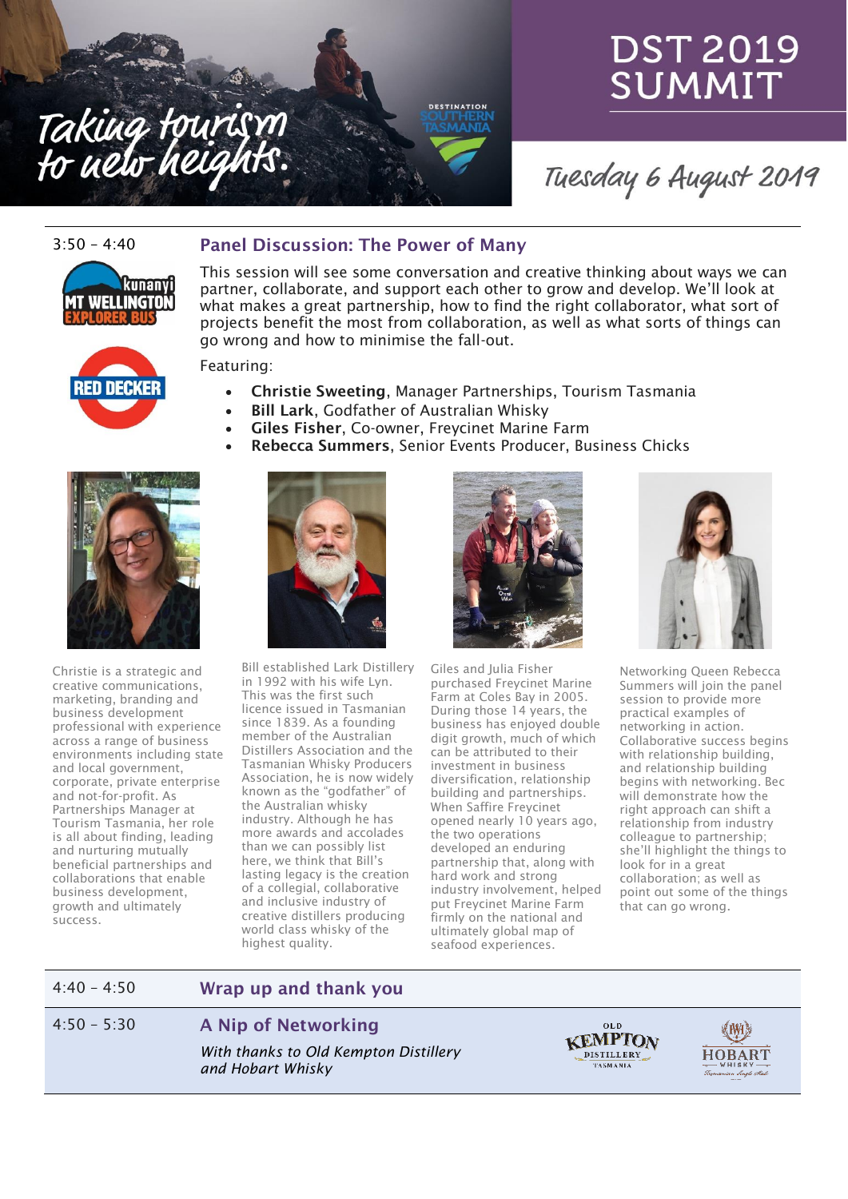Taking tourism to new heights.

# DST 2019 SUMMIT

Tuesday 6 August 2019

3:50 – 4:40

## Panel Discussion: The Power of Many

This session will see some conversation and creative thinking about ways we can partner, collaborate, and support each other to grow and develop. We'll look at what makes a great partnership, how to find the right collaborator, what sort of projects benefit the most from collaboration, as well as what sorts of things can go wrong and how to minimise the fall-out.

Featuring:

- **Christie Sweeting**, Manager Partnerships, Tourism Tasmania
- **Bill Lark**, Godfather of Australian Whisky
- **Giles Fisher**, Co-owner, Freycinet Marine Farm
- **Rebecca Summers**, Senior Events Producer, Business Chicks

Christie is a strategic and creative communications, marketing, branding and business development professional with experience across a range of business environments including state and local government, corporate, private enterprise and not-for-profit. As Partnerships Manager at Tourism Tasmania, her role is all about finding, leading and nurturing mutually beneficial partnerships and collaborations that enable business development, growth and ultimately success.

Bill established Lark Distillery in 1992 with his wife Lyn. This was the first such licence issued in Tasmanian since 1839. As a founding member of the Australian Distillers Association and the Tasmanian Whisky Producers Association, he is now widely known as the "godfather" of the Australian whisky industry. Although he has more awards and accolades than we can possibly list here, we think that Bill's lasting legacy is the creation of a collegial, collaborative and inclusive industry of creative distillers producing world class whisky of the highest quality.

Giles and Julia Fisher purchased Freycinet Marine Farm at Coles Bay in 2005. During those 14 years, the business has enjoyed double digit growth, much of which can be attributed to their investment in business diversification, relationship building and partnerships. When Saffire Freycinet opened nearly 10 years ago, the two operations developed an enduring partnership that, along with hard work and strong industry involvement, helped put Freycinet Marine Farm firmly on the national and ultimately global map of seafood experiences.

Networking Queen Rebecca Summers will join the panel session to provide more practical examples of networking in action. Collaborative success begins with relationship building, and relationship building begins with networking. Bec will demonstrate how the right approach can shift a relationship from industry colleague to partnership; she'll highlight the things to look for in a great collaboration; as well as point out some of the things that can go wrong.

4:40 – 4:50

## Wrap up and thank you

4:50 – 5:30

## A Nip of Networking

*With thanks to Old Kempton Distillery and Hobart Whisky*